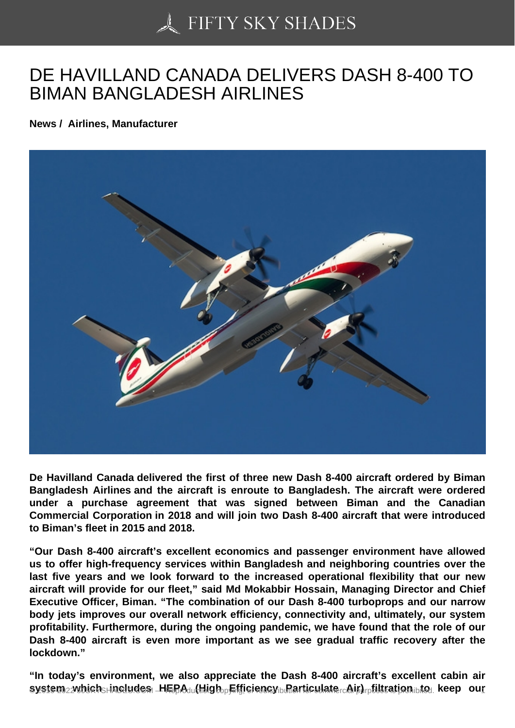# DE HAVILLAND CANADA DELIVERS DASH 8-400 TO BIMAN BANGLADESH AIRLINES

**News / Airlines, Manufacturer**

**De Havilland Canada delivered the first of three new Dash 8-400 aircraft ordered by Biman Bangladesh Airlines and the aircraft is enroute to Bangladesh. The aircraft were ordered under a purchase agreement that was signed between Biman and the Canadian Commercial Corporation in 2018 and will join two Dash 8-400 aircraft that were introduced to Biman's fleet in 2015 and 2018.**

**"Our Dash 8-400 aircraft's excellent economics and passenger environment have allowed us to offer high-frequency services within Bangladesh and neighboring countries over the last five years and we look forward to the increased operational flexibility that our new aircraft will provide for our fleet," said Md Mokabbir Hossain, Managing Director and Chief Executive Officer, Biman. "The combination of our Dash 8-400 turboprops and our narrow body jets improves our overall network efficiency, connectivity and, ultimately, our system profitability. Furthermore, during the ongoing pandemic, we have found that the role of our Dash 8-400 aircraft is even more important as we see gradual traffic recovery after the lockdown."**

**"In today's environment, we also appreciate the Dash 8-400 aircraft's excellent cabin air system which includes HEPA (High Efficiency Particulate Air) filtration to keep our**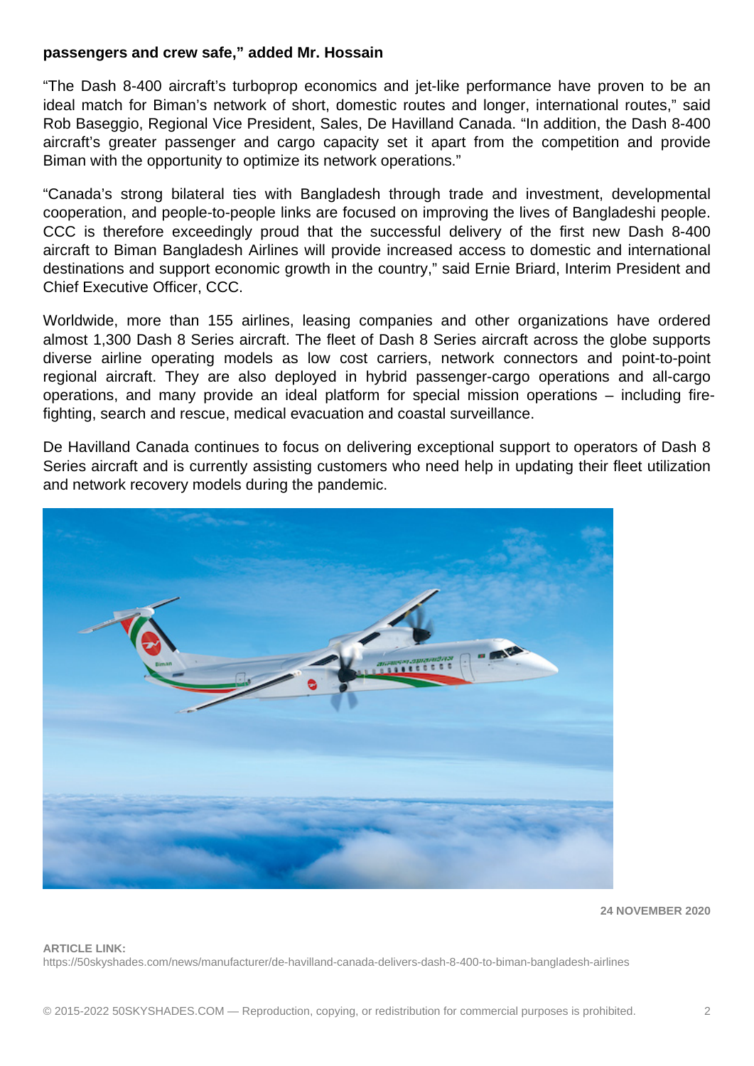**passengers and crew safe," added Mr. Hossain**

"The Dash 8-400 aircraft's turboprop economics and jet-like performance have proven to be an ideal match for Biman's network of short, domestic routes and longer, international routes," said Rob Baseggio, Regional Vice President, Sales, De Havilland Canada. "In addition, the Dash 8-400 aircraft's greater passenger and cargo capacity set it apart from the competition and provide Biman with the opportunity to optimize its network operations."

"Canada's strong bilateral ties with Bangladesh through trade and investment, developmental cooperation, and people-to-people links are focused on improving the lives of Bangladeshi people. CCC is therefore exceedingly proud that the successful delivery of the first new Dash 8-400 aircraft to Biman Bangladesh Airlines will provide increased access to domestic and international destinations and support economic growth in the country," said Ernie Briard, Interim President and Chief Executive Officer, CCC.

Worldwide, more than 155 airlines, leasing companies and other organizations have ordered almost 1,300 Dash 8 Series aircraft. The fleet of Dash 8 Series aircraft across the globe supports diverse airline operating models as low cost carriers, network connectors and point-to-point regional aircraft. They are also deployed in hybrid passenger-cargo operations and all-cargo operations, and many provide an ideal platform for special mission operations – including fire-fighting, search and rescue, medical evacuation and coastal surveillance.

De Havilland Canada continues to focus on delivering exceptional support to operators of Dash 8 Series aircraft and is currently assisting customers who need help in updating their fleet utilization and network recovery models during the pandemic.

**24 NOVEMBER 2020**

**ARTICLE LINK:**
https://50skyshades.com/news/manufacturer/de-havilland-canada-delivers-dash-8-400-to-biman-bangladesh-airlines

© 2015-2022 50SKYSHADES.COM — Reproduction, copying, or redistribution for commercial purposes is prohibited.